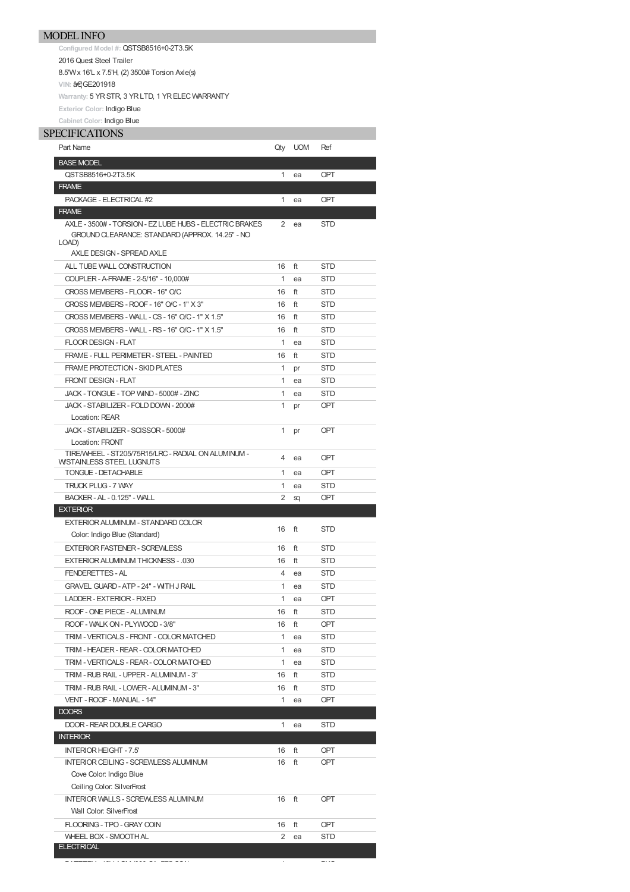## MODEL INFO

Configured Model #: QSTSB8516+0-2T3.5K

2016 Quest Steel Trailer

8.5'W x 16'L x 7.5'H, (2) 3500# Torsion Axle(s)

VIN: â€¦GE201918

Warranty: 5 YR STR, 3 YR LTD, 1 YR ELEC WARRANTY

Exterior Color: Indigo Blue

Cabinet Color: Indigo Blue

## SPECIFICATIONS

| Part Name | Qty | UOM | Ref |
|---|---|---|---|
| **BASE MODEL** | | | |
| QSTSB8516+0-2T3.5K | 1 | ea | OPT |
| **FRAME** | | | |
| PACKAGE - ELECTRICAL #2 | 1 | ea | OPT |
| **FRAME** | | | |
| AXLE - 3500# - TORSION - EZ LUBE HUBS - ELECTRIC BRAKES<br>GROUND CLEARANCE: STANDARD (APPROX. 14.25" - NO LOAD)<br>AXLE DESIGN - SPREAD AXLE | 2 | ea | STD |
| ALL TUBE WALL CONSTRUCTION | 16 | ft | STD |
| COUPLER - A-FRAME - 2-5/16" - 10,000# | 1 | ea | STD |
| CROSS MEMBERS - FLOOR - 16" O/C | 16 | ft | STD |
| CROSS MEMBERS - ROOF - 16" O/C - 1" X 3" | 16 | ft | STD |
| CROSS MEMBERS - WALL - CS - 16" O/C - 1" X 1.5" | 16 | ft | STD |
| CROSS MEMBERS - WALL - RS - 16" O/C - 1" X 1.5" | 16 | ft | STD |
| FLOOR DESIGN - FLAT | 1 | ea | STD |
| FRAME - FULL PERIMETER - STEEL - PAINTED | 16 | ft | STD |
| FRAME PROTECTION - SKID PLATES | 1 | pr | STD |
| FRONT DESIGN - FLAT | 1 | ea | STD |
| JACK - TONGUE - TOP WIND - 5000# - ZINC | 1 | ea | STD |
| JACK - STABILIZER - FOLD DOWN - 2000#<br>Location: REAR | 1 | pr | OPT |
| JACK - STABILIZER - SCISSOR - 5000#<br>Location: FRONT | 1 | pr | OPT |
| TIRE/WHEEL - ST205/75R15/LRC - RADIAL ON ALUMINUM - W/STAINLESS STEEL LUGNUTS | 4 | ea | OPT |
| TONGUE - DETACHABLE | 1 | ea | OPT |
| TRUCK PLUG - 7 WAY | 1 | ea | STD |
| BACKER - AL - 0.125" - WALL | 2 | sq | OPT |
| **EXTERIOR** | | | |
| EXTERIOR ALUMINUM - STANDARD COLOR<br>Color: Indigo Blue (Standard) | 16 | ft | STD |
| EXTERIOR FASTENER - SCREWLESS | 16 | ft | STD |
| EXTERIOR ALUMINUM THICKNESS - .030 | 16 | ft | STD |
| FENDERETTES - AL | 4 | ea | STD |
| GRAVEL GUARD - ATP - 24" - WITH J RAIL | 1 | ea | STD |
| LADDER - EXTERIOR - FIXED | 1 | ea | OPT |
| ROOF - ONE PIECE - ALUMINUM | 16 | ft | STD |
| ROOF - WALK ON - PLYWOOD - 3/8" | 16 | ft | OPT |
| TRIM - VERTICALS - FRONT - COLOR MATCHED | 1 | ea | STD |
| TRIM - HEADER - REAR - COLOR MATCHED | 1 | ea | STD |
| TRIM - VERTICALS - REAR - COLOR MATCHED | 1 | ea | STD |
| TRIM - RUB RAIL - UPPER - ALUMINUM - 3" | 16 | ft | STD |
| TRIM - RUB RAIL - LOWER - ALUMINUM - 3" | 16 | ft | STD |
| VENT - ROOF - MANUAL - 14" | 1 | ea | OPT |
| **DOORS** | | | |
| DOOR - REAR DOUBLE CARGO | 1 | ea | STD |
| **INTERIOR** | | | |
| INTERIOR HEIGHT - 7.5' | 16 | ft | OPT |
| INTERIOR CEILING - SCREWLESS ALUMINUM<br>Cove Color: Indigo Blue<br>Ceiling Color: SilverFrost | 16 | ft | OPT |
| INTERIOR WALLS - SCREWLESS ALUMINUM<br>Wall Color: SilverFrost | 16 | ft | OPT |
| FLOORING - TPO - GRAY COIN | 16 | ft | OPT |
| WHEEL BOX - SMOOTH AL | 2 | ea | STD |
| **ELECTRICAL** | | | |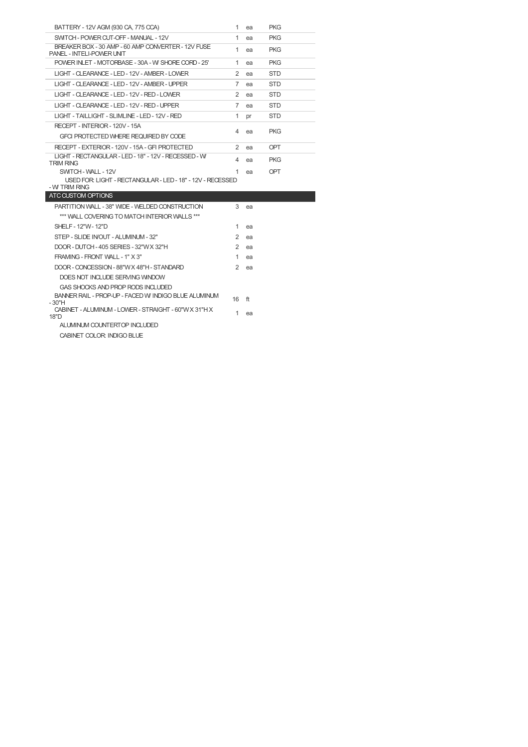| | | | |
|---|---|---|---|
| BATTERY - 12V AGM (930 CA, 775 CCA) | 1 | ea | PKG |
| SWITCH - POWER CUT-OFF - MANUAL - 12V | 1 | ea | PKG |
| BREAKER BOX - 30 AMP - 60 AMP CONVERTER - 12V FUSE PANEL - INTELI-POWER UNIT | 1 | ea | PKG |
| POWER INLET - MOTORBASE - 30A - W/ SHORE CORD - 25' | 1 | ea | PKG |
| LIGHT - CLEARANCE - LED - 12V - AMBER - LOWER | 2 | ea | STD |
| LIGHT - CLEARANCE - LED - 12V - AMBER - UPPER | 7 | ea | STD |
| LIGHT - CLEARANCE - LED - 12V - RED - LOWER | 2 | ea | STD |
| LIGHT - CLEARANCE - LED - 12V - RED - UPPER | 7 | ea | STD |
| LIGHT - TAILLIGHT - SLIMLINE - LED - 12V - RED | 1 | pr | STD |
| RECEPT - INTERIOR - 120V - 15A<br>GFCI PROTECTED WHERE REQUIRED BY CODE | 4 | ea | PKG |
| RECEPT - EXTERIOR - 120V - 15A - GFI PROTECTED | 2 | ea | OPT |
| LIGHT - RECTANGULAR - LED - 18" - 12V - RECESSED - W/ TRIM RING | 4 | ea | PKG |
| SWITCH - WALL - 12V<br>USED FOR: LIGHT - RECTANGULAR - LED - 18" - 12V - RECESSED - W/ TRIM RING | 1 | ea | OPT |
| **ATC CUSTOM OPTIONS** | | | |
| PARTITION WALL - 38" WIDE - WELDED CONSTRUCTION<br>*** WALL COVERING TO MATCH INTERIOR WALLS *** | 3 | ea | |
| SHELF - 12"W - 12"D | 1 | ea | |
| STEP - SLIDE IN/OUT - ALUMINUM - 32" | 2 | ea | |
| DOOR - DUTCH - 405 SERIES - 32"W X 32"H | 2 | ea | |
| FRAMING - FRONT WALL - 1" X 3" | 1 | ea | |
| DOOR - CONCESSION - 88"W X 48"H - STANDARD<br>DOES NOT INCLUDE SERVING WINDOW<br>GAS SHOCKS AND PROP RODS INCLUDED | 2 | ea | |
| BANNER RAIL - PROP-UP - FACED W/ INDIGO BLUE ALUMINUM - 30"H | 16 | ft | |
| CABINET - ALUMINUM - LOWER - STRAIGHT - 60"W X 31"H X 18"D<br>ALUMINUM COUNTERTOP INCLUDED<br>CABINET COLOR: INDIGO BLUE | 1 | ea | |